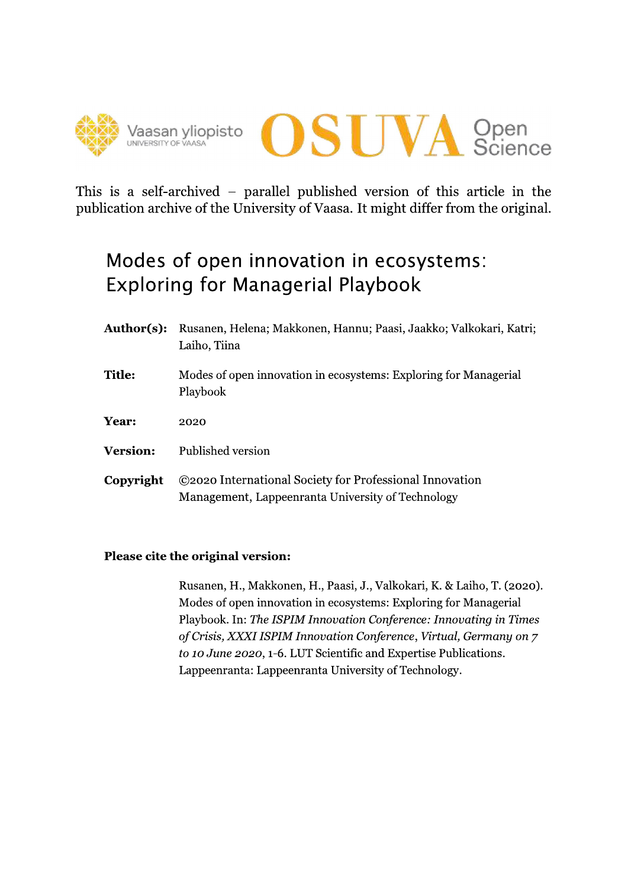This is a self-archived – parallel published version of this article in the publication archive of the University of Vaasa. It might differ from the original.

# Modes of open innovation in ecosystems: Exploring for Managerial Playbook

| | |
|---|---|
| **Author(s):** | Rusanen, Helena; Makkonen, Hannu; Paasi, Jaakko; Valkokari, Katri; Laiho, Tiina |
| **Title:** | Modes of open innovation in ecosystems: Exploring for Managerial Playbook |
| **Year:** | 2020 |
| **Version:** | Published version |
| **Copyright** | ©2020 International Society for Professional Innovation Management, Lappeenranta University of Technology |

**Please cite the original version:**

Rusanen, H., Makkonen, H., Paasi, J., Valkokari, K. & Laiho, T. (2020). Modes of open innovation in ecosystems: Exploring for Managerial Playbook. In: *The ISPIM Innovation Conference: Innovating in Times of Crisis, XXXI ISPIM Innovation Conference*, *Virtual, Germany on 7 to 10 June 2020*, 1-6. LUT Scientific and Expertise Publications. Lappeenranta: Lappeenranta University of Technology.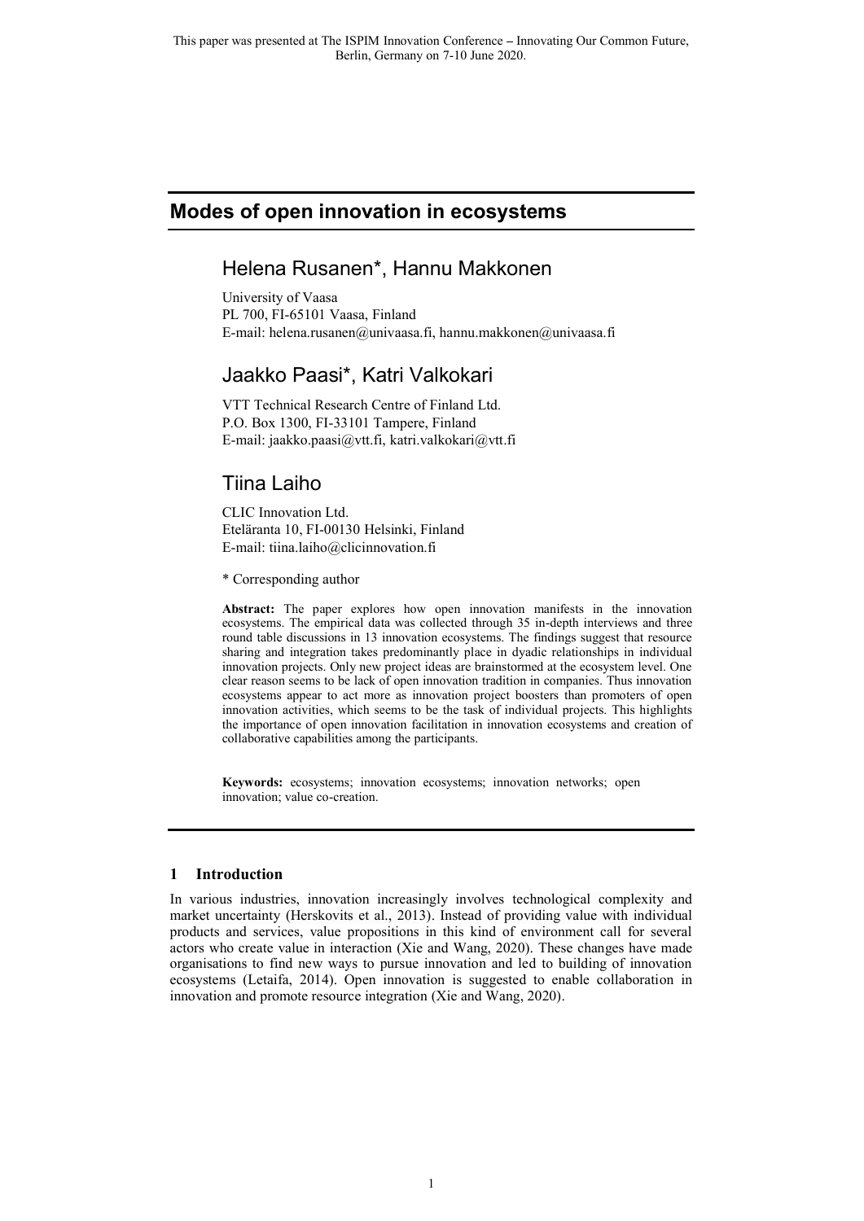This paper was presented at The ISPIM Innovation Conference – Innovating Our Common Future, Berlin, Germany on 7-10 June 2020.

# Modes of open innovation in ecosystems

## Helena Rusanen*, Hannu Makkonen

University of Vaasa
PL 700, FI-65101 Vaasa, Finland
E-mail: helena.rusanen@univaasa.fi, hannu.makkonen@univaasa.fi

## Jaakko Paasi*, Katri Valkokari

VTT Technical Research Centre of Finland Ltd.
P.O. Box 1300, FI-33101 Tampere, Finland
E-mail: jaakko.paasi@vtt.fi, katri.valkokari@vtt.fi

## Tiina Laiho

CLIC Innovation Ltd.
Eteläranta 10, FI-00130 Helsinki, Finland
E-mail: tiina.laiho@clicinnovation.fi

* Corresponding author

**Abstract:** The paper explores how open innovation manifests in the innovation ecosystems. The empirical data was collected through 35 in-depth interviews and three round table discussions in 13 innovation ecosystems. The findings suggest that resource sharing and integration takes predominantly place in dyadic relationships in individual innovation projects. Only new project ideas are brainstormed at the ecosystem level. One clear reason seems to be lack of open innovation tradition in companies. Thus innovation ecosystems appear to act more as innovation project boosters than promoters of open innovation activities, which seems to be the task of individual projects. This highlights the importance of open innovation facilitation in innovation ecosystems and creation of collaborative capabilities among the participants.

**Keywords:** ecosystems; innovation ecosystems; innovation networks; open innovation; value co-creation.

## 1 Introduction

In various industries, innovation increasingly involves technological complexity and market uncertainty (Herskovits et al., 2013). Instead of providing value with individual products and services, value propositions in this kind of environment call for several actors who create value in interaction (Xie and Wang, 2020). These changes have made organisations to find new ways to pursue innovation and led to building of innovation ecosystems (Letaifa, 2014). Open innovation is suggested to enable collaboration in innovation and promote resource integration (Xie and Wang, 2020).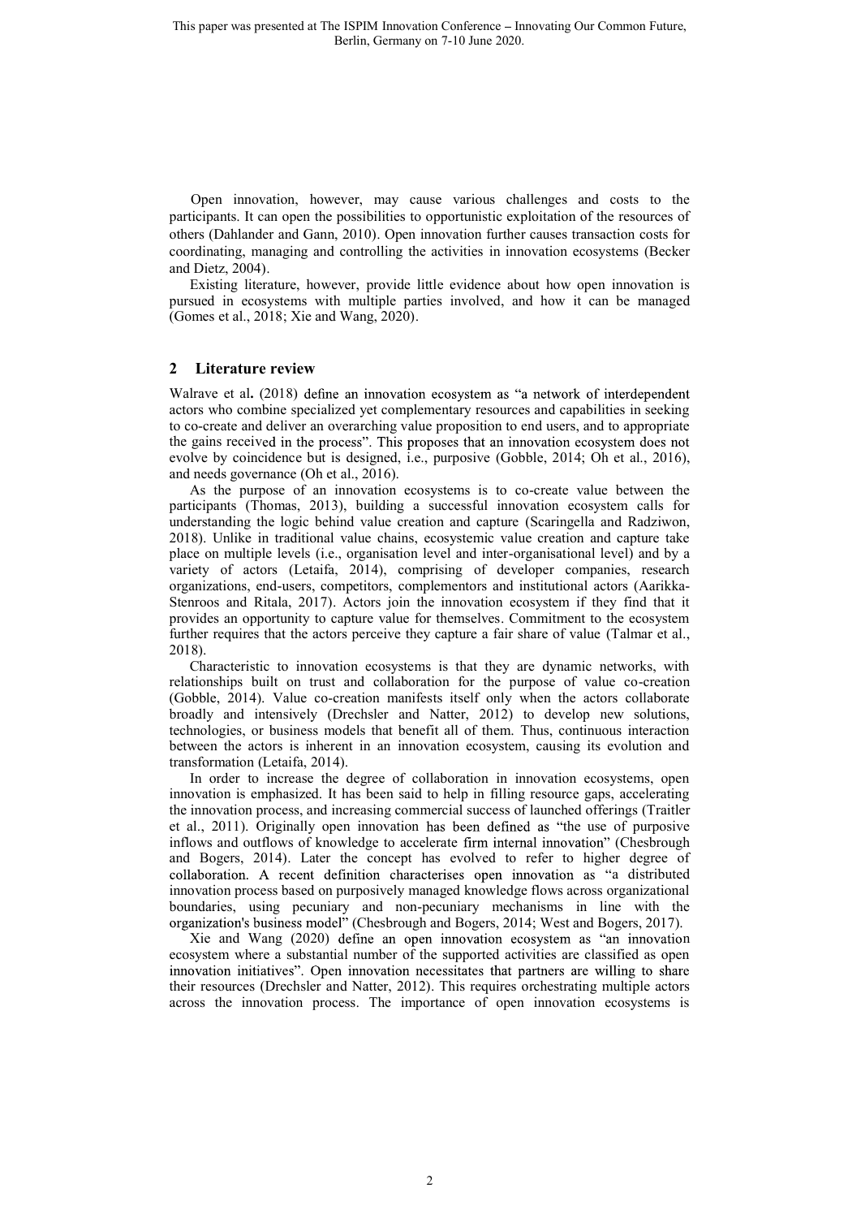Open innovation, however, may cause various challenges and costs to the participants. It can open the possibilities to opportunistic exploitation of the resources of others (Dahlander and Gann, 2010). Open innovation further causes transaction costs for coordinating, managing and controlling the activities in innovation ecosystems (Becker and Dietz, 2004).

Existing literature, however, provide little evidence about how open innovation is pursued in ecosystems with multiple parties involved, and how it can be managed (Gomes et al., 2018; Xie and Wang, 2020).

## 2 Literature review

Walrave et al**.** (2018) define an innovation ecosystem as "a network of interdependent actors who combine specialized yet complementary resources and capabilities in seeking to co-create and deliver an overarching value proposition to end users, and to appropriate the gains received in the process". This proposes that an innovation ecosystem does not evolve by coincidence but is designed, i.e., purposive (Gobble, 2014; Oh et al., 2016), and needs governance (Oh et al., 2016).

As the purpose of an innovation ecosystems is to co-create value between the participants (Thomas, 2013), building a successful innovation ecosystem calls for understanding the logic behind value creation and capture (Scaringella and Radziwon, 2018). Unlike in traditional value chains, ecosystemic value creation and capture take place on multiple levels (i.e., organisation level and inter-organisational level) and by a variety of actors (Letaifa, 2014), comprising of developer companies, research organizations, end-users, competitors, complementors and institutional actors (Aarikka-Stenroos and Ritala, 2017). Actors join the innovation ecosystem if they find that it provides an opportunity to capture value for themselves. Commitment to the ecosystem further requires that the actors perceive they capture a fair share of value (Talmar et al., 2018).

Characteristic to innovation ecosystems is that they are dynamic networks, with relationships built on trust and collaboration for the purpose of value co-creation (Gobble, 2014). Value co-creation manifests itself only when the actors collaborate broadly and intensively (Drechsler and Natter, 2012) to develop new solutions, technologies, or business models that benefit all of them. Thus, continuous interaction between the actors is inherent in an innovation ecosystem, causing its evolution and transformation (Letaifa, 2014).

In order to increase the degree of collaboration in innovation ecosystems, open innovation is emphasized. It has been said to help in filling resource gaps, accelerating the innovation process, and increasing commercial success of launched offerings (Traitler et al., 2011). Originally open innovation has been defined as "the use of purposive inflows and outflows of knowledge to accelerate firm internal innovation" (Chesbrough and Bogers, 2014). Later the concept has evolved to refer to higher degree of collaboration. A recent definition characterises open innovation as "a distributed innovation process based on purposively managed knowledge flows across organizational boundaries, using pecuniary and non-pecuniary mechanisms in line with the organization's business model" (Chesbrough and Bogers, 2014; West and Bogers, 2017).

Xie and Wang (2020) define an open innovation ecosystem as "an innovation ecosystem where a substantial number of the supported activities are classified as open innovation initiatives". Open innovation necessitates that partners are willing to share their resources (Drechsler and Natter, 2012). This requires orchestrating multiple actors across the innovation process. The importance of open innovation ecosystems is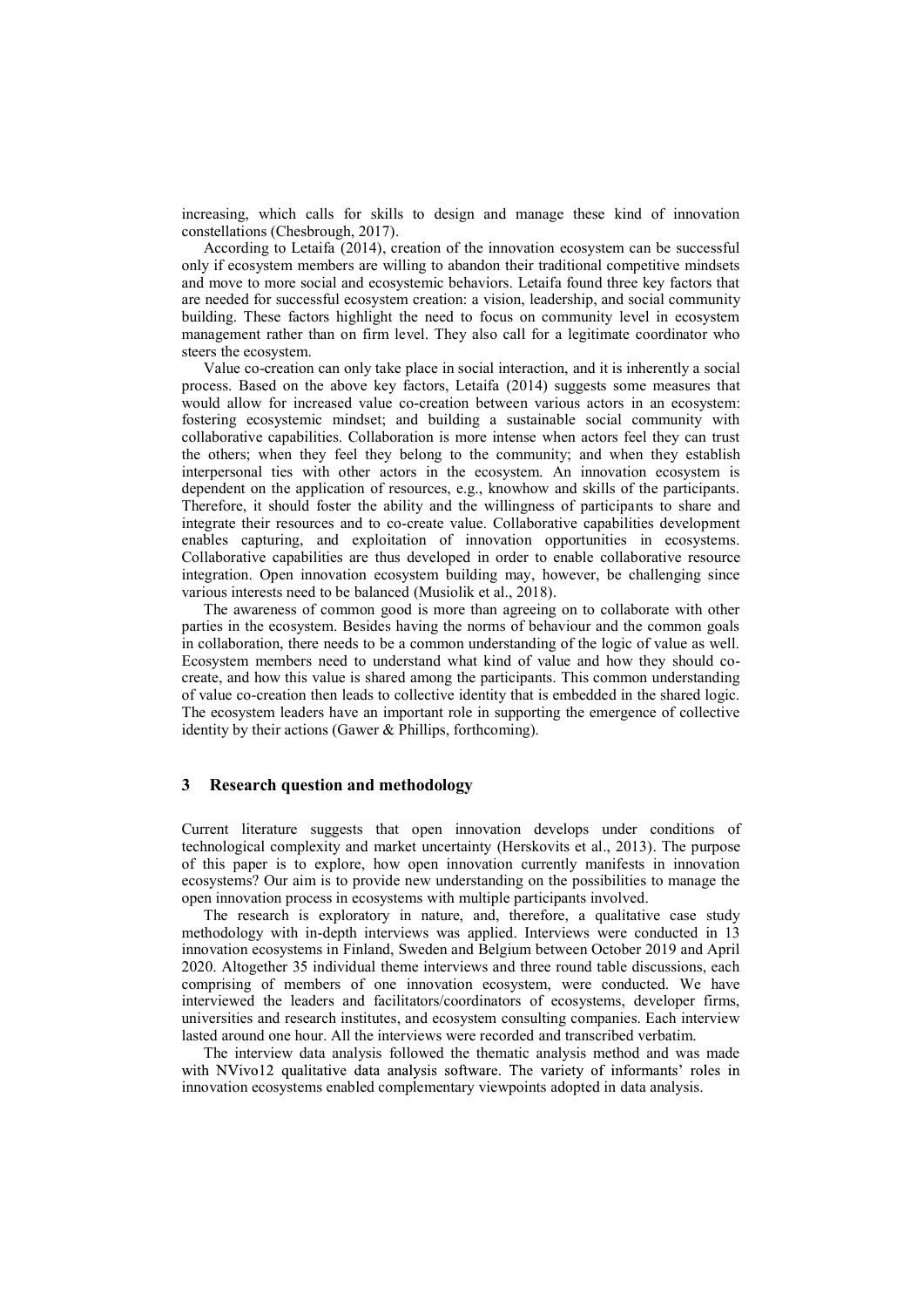increasing, which calls for skills to design and manage these kind of innovation constellations (Chesbrough, 2017).

According to Letaifa (2014), creation of the innovation ecosystem can be successful only if ecosystem members are willing to abandon their traditional competitive mindsets and move to more social and ecosystemic behaviors. Letaifa found three key factors that are needed for successful ecosystem creation: a vision, leadership, and social community building. These factors highlight the need to focus on community level in ecosystem management rather than on firm level. They also call for a legitimate coordinator who steers the ecosystem.

Value co-creation can only take place in social interaction, and it is inherently a social process. Based on the above key factors, Letaifa (2014) suggests some measures that would allow for increased value co-creation between various actors in an ecosystem: fostering ecosystemic mindset; and building a sustainable social community with collaborative capabilities. Collaboration is more intense when actors feel they can trust the others; when they feel they belong to the community; and when they establish interpersonal ties with other actors in the ecosystem. An innovation ecosystem is dependent on the application of resources, e.g., knowhow and skills of the participants. Therefore, it should foster the ability and the willingness of participants to share and integrate their resources and to co-create value. Collaborative capabilities development enables capturing, and exploitation of innovation opportunities in ecosystems. Collaborative capabilities are thus developed in order to enable collaborative resource integration. Open innovation ecosystem building may, however, be challenging since various interests need to be balanced (Musiolik et al., 2018).

The awareness of common good is more than agreeing on to collaborate with other parties in the ecosystem. Besides having the norms of behaviour and the common goals in collaboration, there needs to be a common understanding of the logic of value as well. Ecosystem members need to understand what kind of value and how they should co-create, and how this value is shared among the participants. This common understanding of value co-creation then leads to collective identity that is embedded in the shared logic. The ecosystem leaders have an important role in supporting the emergence of collective identity by their actions (Gawer & Phillips, forthcoming).

## 3 Research question and methodology

Current literature suggests that open innovation develops under conditions of technological complexity and market uncertainty (Herskovits et al., 2013). The purpose of this paper is to explore, how open innovation currently manifests in innovation ecosystems? Our aim is to provide new understanding on the possibilities to manage the open innovation process in ecosystems with multiple participants involved.

The research is exploratory in nature, and, therefore, a qualitative case study methodology with in-depth interviews was applied. Interviews were conducted in 13 innovation ecosystems in Finland, Sweden and Belgium between October 2019 and April 2020. Altogether 35 individual theme interviews and three round table discussions, each comprising of members of one innovation ecosystem, were conducted. We have interviewed the leaders and facilitators/coordinators of ecosystems, developer firms, universities and research institutes, and ecosystem consulting companies. Each interview lasted around one hour. All the interviews were recorded and transcribed verbatim.

The interview data analysis followed the thematic analysis method and was made with NVivo12 qualitative data analysis software. The variety of informants' roles in innovation ecosystems enabled complementary viewpoints adopted in data analysis.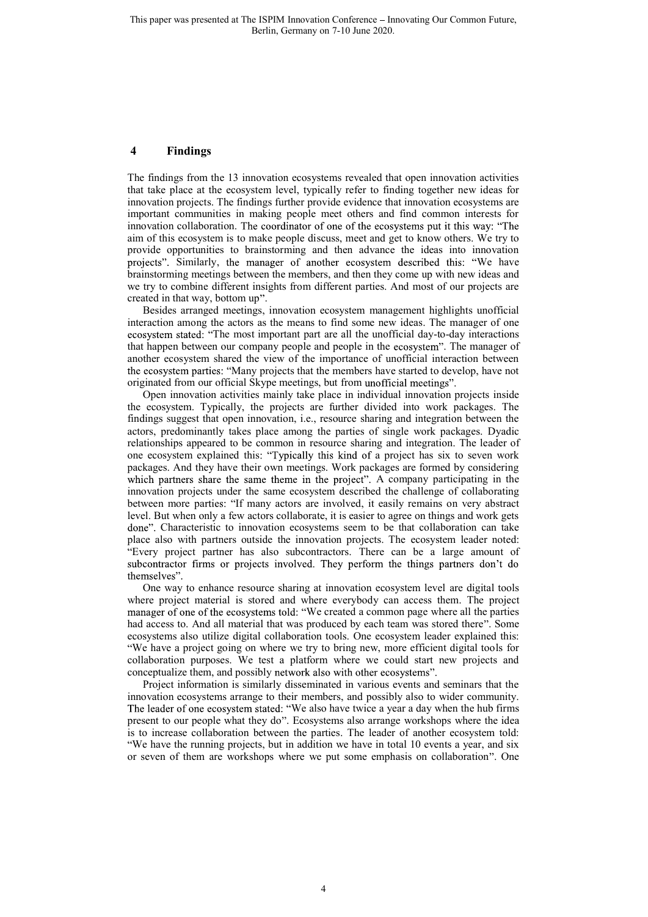## 4 Findings

The findings from the 13 innovation ecosystems revealed that open innovation activities that take place at the ecosystem level, typically refer to finding together new ideas for innovation projects. The findings further provide evidence that innovation ecosystems are important communities in making people meet others and find common interests for innovation collaboration. The coordinator of one of the ecosystems put it this way: "The aim of this ecosystem is to make people discuss, meet and get to know others. We try to provide opportunities to brainstorming and then advance the ideas into innovation projects". Similarly, the manager of another ecosystem described this: "We have brainstorming meetings between the members, and then they come up with new ideas and we try to combine different insights from different parties. And most of our projects are created in that way, bottom up".

Besides arranged meetings, innovation ecosystem management highlights unofficial interaction among the actors as the means to find some new ideas. The manager of one ecosystem stated: "The most important part are all the unofficial day-to-day interactions that happen between our company people and people in the ecosystem". The manager of another ecosystem shared the view of the importance of unofficial interaction between the ecosystem parties: "Many projects that the members have started to develop, have not originated from our official Skype meetings, but from unofficial meetings".

Open innovation activities mainly take place in individual innovation projects inside the ecosystem. Typically, the projects are further divided into work packages. The findings suggest that open innovation, i.e., resource sharing and integration between the actors, predominantly takes place among the parties of single work packages. Dyadic relationships appeared to be common in resource sharing and integration. The leader of one ecosystem explained this: "Typically this kind of a project has six to seven work packages. And they have their own meetings. Work packages are formed by considering which partners share the same theme in the project". A company participating in the innovation projects under the same ecosystem described the challenge of collaborating between more parties: "If many actors are involved, it easily remains on very abstract level. But when only a few actors collaborate, it is easier to agree on things and work gets done". Characteristic to innovation ecosystems seem to be that collaboration can take place also with partners outside the innovation projects. The ecosystem leader noted: "Every project partner has also subcontractors. There can be a large amount of subcontractor firms or projects involved. They perform the things partners don't do themselves".

One way to enhance resource sharing at innovation ecosystem level are digital tools where project material is stored and where everybody can access them. The project manager of one of the ecosystems told: "We created a common page where all the parties had access to. And all material that was produced by each team was stored there". Some ecosystems also utilize digital collaboration tools. One ecosystem leader explained this: "We have a project going on where we try to bring new, more efficient digital tools for collaboration purposes. We test a platform where we could start new projects and conceptualize them, and possibly network also with other ecosystems".

Project information is similarly disseminated in various events and seminars that the innovation ecosystems arrange to their members, and possibly also to wider community. The leader of one ecosystem stated: "We also have twice a year a day when the hub firms present to our people what they do". Ecosystems also arrange workshops where the idea is to increase collaboration between the parties. The leader of another ecosystem told: "We have the running projects, but in addition we have in total 10 events a year, and six or seven of them are workshops where we put some emphasis on collaboration". One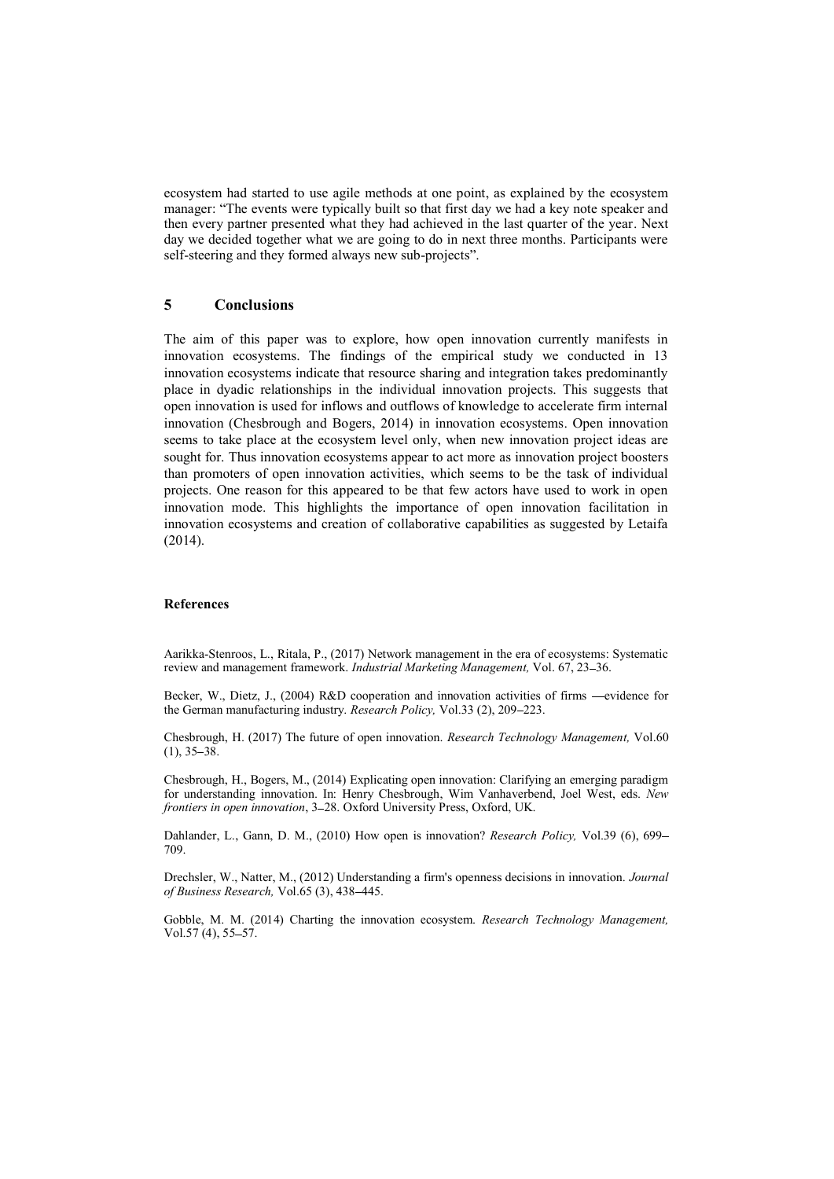ecosystem had started to use agile methods at one point, as explained by the ecosystem manager: "The events were typically built so that first day we had a key note speaker and then every partner presented what they had achieved in the last quarter of the year. Next day we decided together what we are going to do in next three months. Participants were self-steering and they formed always new sub-projects".

## 5 Conclusions

The aim of this paper was to explore, how open innovation currently manifests in innovation ecosystems. The findings of the empirical study we conducted in 13 innovation ecosystems indicate that resource sharing and integration takes predominantly place in dyadic relationships in the individual innovation projects. This suggests that open innovation is used for inflows and outflows of knowledge to accelerate firm internal innovation (Chesbrough and Bogers, 2014) in innovation ecosystems. Open innovation seems to take place at the ecosystem level only, when new innovation project ideas are sought for. Thus innovation ecosystems appear to act more as innovation project boosters than promoters of open innovation activities, which seems to be the task of individual projects. One reason for this appeared to be that few actors have used to work in open innovation mode. This highlights the importance of open innovation facilitation in innovation ecosystems and creation of collaborative capabilities as suggested by Letaifa (2014).

### References

Aarikka-Stenroos, L., Ritala, P., (2017) Network management in the era of ecosystems: Systematic review and management framework. *Industrial Marketing Management,* Vol. 67, 23–36.

Becker, W., Dietz, J., (2004) R&D cooperation and innovation activities of firms —evidence for the German manufacturing industry. *Research Policy,* Vol.33 (2), 209–223.

Chesbrough, H. (2017) The future of open innovation. *Research Technology Management,* Vol.60 (1), 35–38.

Chesbrough, H., Bogers, M., (2014) Explicating open innovation: Clarifying an emerging paradigm for understanding innovation. In: Henry Chesbrough, Wim Vanhaverbend, Joel West, eds. *New frontiers in open innovation*, 3–28. Oxford University Press, Oxford, UK.

Dahlander, L., Gann, D. M., (2010) How open is innovation? *Research Policy,* Vol.39 (6), 699–709.

Drechsler, W., Natter, M., (2012) Understanding a firm's openness decisions in innovation. *Journal of Business Research,* Vol.65 (3), 438–445.

Gobble, M. M. (2014) Charting the innovation ecosystem. *Research Technology Management,* Vol.57 (4), 55–57.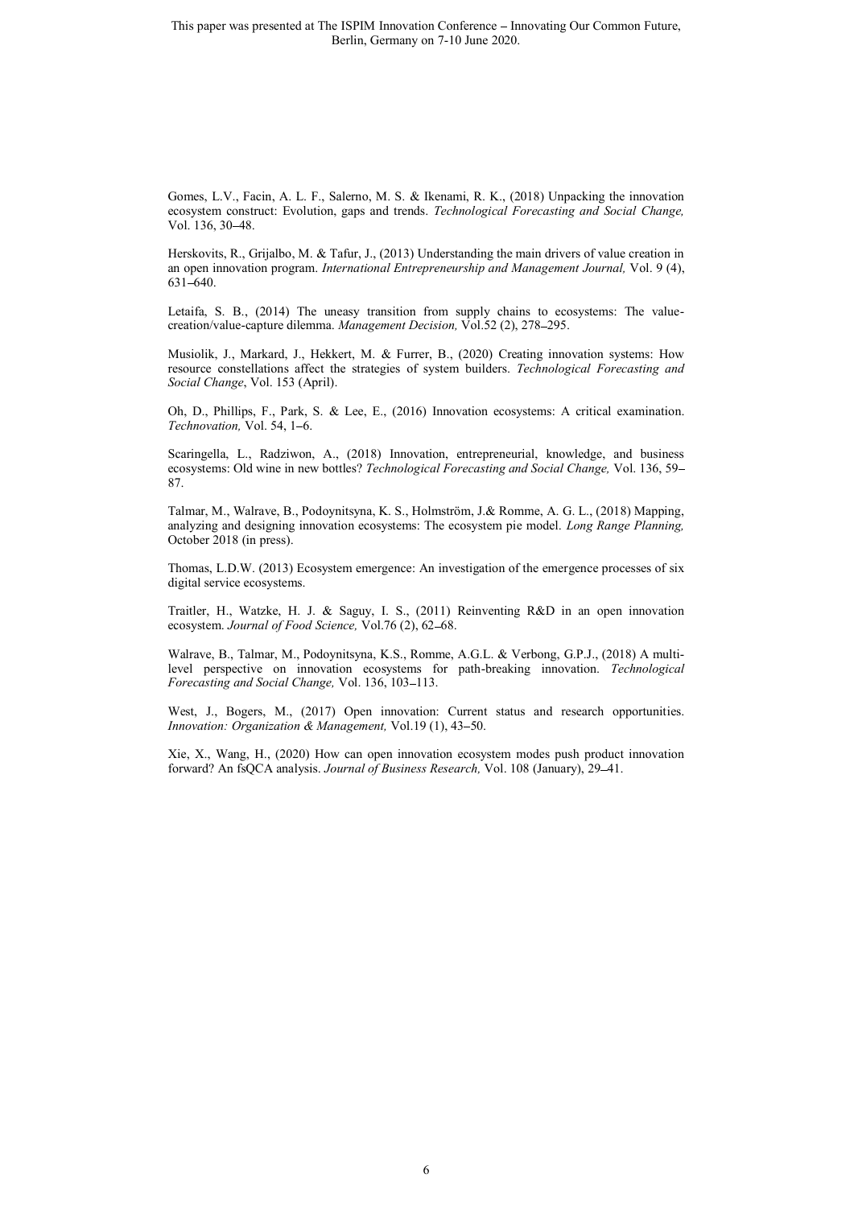Gomes, L.V., Facin, A. L. F., Salerno, M. S. & Ikenami, R. K., (2018) Unpacking the innovation ecosystem construct: Evolution, gaps and trends. *Technological Forecasting and Social Change,* Vol. 136, 30–48.

Herskovits, R., Grijalbo, M. & Tafur, J., (2013) Understanding the main drivers of value creation in an open innovation program. *International Entrepreneurship and Management Journal,* Vol. 9 (4), 631–640.

Letaifa, S. B., (2014) The uneasy transition from supply chains to ecosystems: The value-creation/value-capture dilemma. *Management Decision,* Vol.52 (2), 278–295.

Musiolik, J., Markard, J., Hekkert, M. & Furrer, B., (2020) Creating innovation systems: How resource constellations affect the strategies of system builders. *Technological Forecasting and Social Change*, Vol. 153 (April).

Oh, D., Phillips, F., Park, S. & Lee, E., (2016) Innovation ecosystems: A critical examination. *Technovation,* Vol. 54, 1–6.

Scaringella, L., Radziwon, A., (2018) Innovation, entrepreneurial, knowledge, and business ecosystems: Old wine in new bottles? *Technological Forecasting and Social Change,* Vol. 136, 59–87.

Talmar, M., Walrave, B., Podoynitsyna, K. S., Holmström, J.& Romme, A. G. L., (2018) Mapping, analyzing and designing innovation ecosystems: The ecosystem pie model. *Long Range Planning,* October 2018 (in press).

Thomas, L.D.W. (2013) Ecosystem emergence: An investigation of the emergence processes of six digital service ecosystems.

Traitler, H., Watzke, H. J. & Saguy, I. S., (2011) Reinventing R&D in an open innovation ecosystem. *Journal of Food Science,* Vol.76 (2), 62–68.

Walrave, B., Talmar, M., Podoynitsyna, K.S., Romme, A.G.L. & Verbong, G.P.J., (2018) A multi-level perspective on innovation ecosystems for path-breaking innovation. *Technological Forecasting and Social Change,* Vol. 136, 103–113.

West, J., Bogers, M., (2017) Open innovation: Current status and research opportunities. *Innovation: Organization & Management,* Vol.19 (1), 43–50.

Xie, X., Wang, H., (2020) How can open innovation ecosystem modes push product innovation forward? An fsQCA analysis. *Journal of Business Research,* Vol. 108 (January), 29–41.